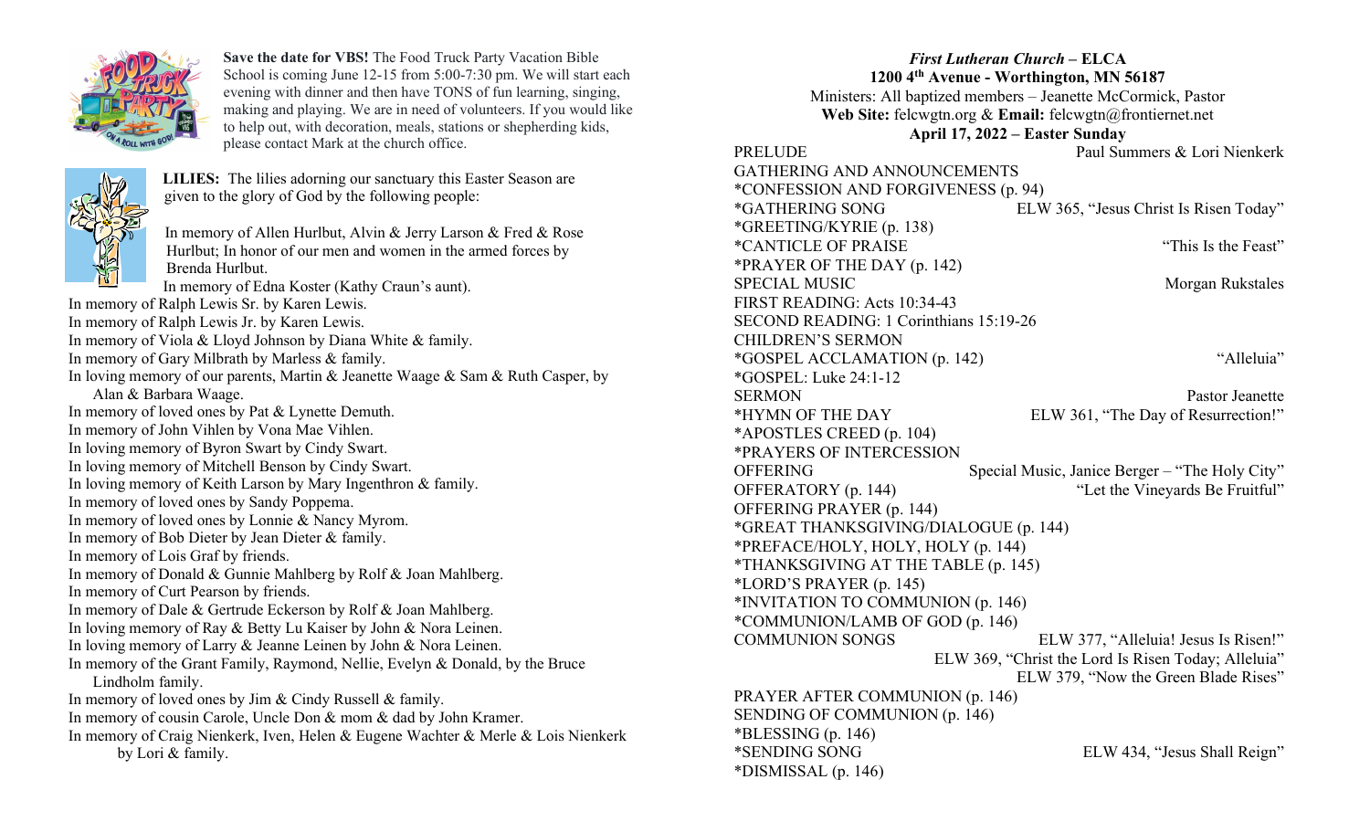**Save the date for VBS!** The Food Truck Party Vacation Bible School is coming June 12-15 from 5:00-7:30 pm. We will start each evening with dinner and then have TONS of fun learning, singing, making and playing. We are in need of volunteers. If you would like to help out, with decoration, meals, stations or shepherding kids, please contact Mark at the church office.

**LILIES:** The lilies adorning our sanctuary this Easter Season are given to the glory of God by the following people:

In memory of Allen Hurlbut, Alvin & Jerry Larson & Fred & Rose Hurlbut; In honor of our men and women in the armed forces by Brenda Hurlbut.
In memory of Edna Koster (Kathy Craun's aunt).
In memory of Ralph Lewis Sr. by Karen Lewis.
In memory of Ralph Lewis Jr. by Karen Lewis.
In memory of Viola & Lloyd Johnson by Diana White & family.
In memory of Gary Milbrath by Marless & family.
In loving memory of our parents, Martin & Jeanette Waage & Sam & Ruth Casper, by Alan & Barbara Waage.
In memory of loved ones by Pat & Lynette Demuth.
In memory of John Vihlen by Vona Mae Vihlen.
In loving memory of Byron Swart by Cindy Swart.
In loving memory of Mitchell Benson by Cindy Swart.
In loving memory of Keith Larson by Mary Ingenthron & family.
In memory of loved ones by Sandy Poppema.
In memory of loved ones by Lonnie & Nancy Myrom.
In memory of Bob Dieter by Jean Dieter & family.
In memory of Lois Graf by friends.
In memory of Donald & Gunnie Mahlberg by Rolf & Joan Mahlberg.
In memory of Curt Pearson by friends.
In memory of Dale & Gertrude Eckerson by Rolf & Joan Mahlberg.
In loving memory of Ray & Betty Lu Kaiser by John & Nora Leinen.
In loving memory of Larry & Jeanne Leinen by John & Nora Leinen.
In memory of the Grant Family, Raymond, Nellie, Evelyn & Donald, by the Bruce Lindholm family.
In memory of loved ones by Jim & Cindy Russell & family.
In memory of cousin Carole, Uncle Don & mom & dad by John Kramer.
In memory of Craig Nienkerk, Iven, Helen & Eugene Wachter & Merle & Lois Nienkerk by Lori & family.

***First Lutheran Church* – ELCA**
**1200 4th Avenue - Worthington, MN 56187**
Ministers: All baptized members – Jeanette McCormick, Pastor
**Web Site:** felcwgtn.org & **Email:** felcwgtn@frontiernet.net
**April 17, 2022 – Easter Sunday**

PRELUDE — Paul Summers & Lori Nienkerk
GATHERING AND ANNOUNCEMENTS
*CONFESSION AND FORGIVENESS (p. 94)
*GATHERING SONG — ELW 365, "Jesus Christ Is Risen Today"
*GREETING/KYRIE (p. 138)
*CANTICLE OF PRAISE — "This Is the Feast"
*PRAYER OF THE DAY (p. 142)
SPECIAL MUSIC — Morgan Rukstales
FIRST READING: Acts 10:34-43
SECOND READING: 1 Corinthians 15:19-26
CHILDREN'S SERMON
*GOSPEL ACCLAMATION (p. 142) — "Alleluia"
*GOSPEL: Luke 24:1-12
SERMON — Pastor Jeanette
*HYMN OF THE DAY — ELW 361, "The Day of Resurrection!"
*APOSTLES CREED (p. 104)
*PRAYERS OF INTERCESSION
OFFERING — Special Music, Janice Berger – "The Holy City"
OFFERATORY (p. 144) — "Let the Vineyards Be Fruitful"
OFFERING PRAYER (p. 144)
*GREAT THANKSGIVING/DIALOGUE (p. 144)
*PREFACE/HOLY, HOLY, HOLY (p. 144)
*THANKSGIVING AT THE TABLE (p. 145)
*LORD'S PRAYER (p. 145)
*INVITATION TO COMMUNION (p. 146)
*COMMUNION/LAMB OF GOD (p. 146)
COMMUNION SONGS — ELW 377, "Alleluia! Jesus Is Risen!"
ELW 369, "Christ the Lord Is Risen Today; Alleluia"
ELW 379, "Now the Green Blade Rises"
PRAYER AFTER COMMUNION (p. 146)
SENDING OF COMMUNION (p. 146)
*BLESSING (p. 146)
*SENDING SONG — ELW 434, "Jesus Shall Reign"
*DISMISSAL (p. 146)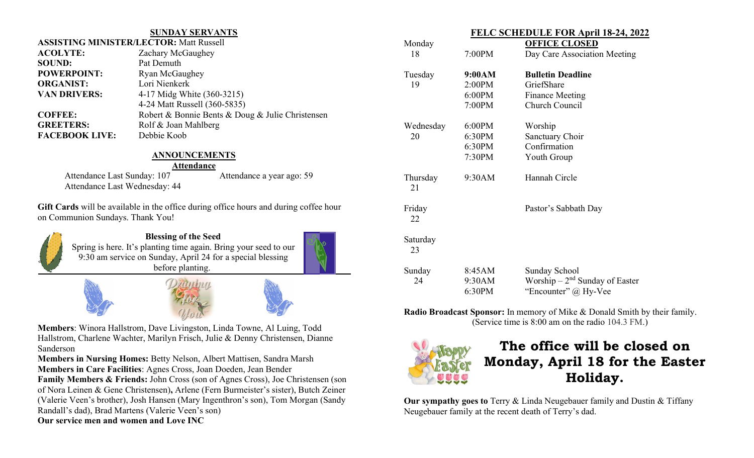## SUNDAY SERVANTS

| | |
|---|---|
| **ASSISTING MINISTER/LECTOR:** | Matt Russell |
| **ACOLYTE:** | Zachary McGaughey |
| **SOUND:** | Pat Demuth |
| **POWERPOINT:** | Ryan McGaughey |
| **ORGANIST:** | Lori Nienkerk |
| **VAN DRIVERS:** | 4-17 Midg White (360-3215) |
| | 4-24 Matt Russell (360-5835) |
| **COFFEE:** | Robert & Bonnie Bents & Doug & Julie Christensen |
| **GREETERS:** | Rolf & Joan Mahlberg |
| **FACEBOOK LIVE:** | Debbie Koob |

## ANNOUNCEMENTS

### Attendance

Attendance Last Sunday: 107
Attendance a year ago: 59
Attendance Last Wednesday: 44

**Gift Cards** will be available in the office during office hours and during coffee hour on Communion Sundays. Thank You!

**Blessing of the Seed**

Spring is here. It's planting time again. Bring your seed to our 9:30 am service on Sunday, April 24 for a special blessing before planting.

Praying for You

**Members**: Winora Hallstrom, Dave Livingston, Linda Towne, Al Luing, Todd Hallstrom, Charlene Wachter, Marilyn Frisch, Julie & Denny Christensen, Dianne Sanderson

**Members in Nursing Homes:** Betty Nelson, Albert Mattisen, Sandra Marsh

**Members in Care Facilities**: Agnes Cross, Joan Doeden, Jean Bender

**Family Members & Friends:** John Cross (son of Agnes Cross), Joe Christensen (son of Nora Leinen & Gene Christensen)**,** Arlene (Fern Burmeister's sister), Butch Zeiner (Valerie Veen's brother), Josh Hansen (Mary Ingenthron's son), Tom Morgan (Sandy Randall's dad), Brad Martens (Valerie Veen's son)

**Our service men and women and Love INC**

## FELC SCHEDULE FOR April 18-24, 2022

| | | |
|---|---|---|
| Monday 18 | | **OFFICE CLOSED** |
| | 7:00PM | Day Care Association Meeting |
| Tuesday 19 | **9:00AM** | **Bulletin Deadline** |
| | 2:00PM | GriefShare |
| | 6:00PM | Finance Meeting |
| | 7:00PM | Church Council |
| Wednesday 20 | 6:00PM | Worship |
| | 6:30PM | Sanctuary Choir |
| | 6:30PM | Confirmation |
| | 7:30PM | Youth Group |
| Thursday 21 | 9:30AM | Hannah Circle |
| Friday 22 | | Pastor's Sabbath Day |
| Saturday 23 | | |
| Sunday 24 | 8:45AM | Sunday School |
| | 9:30AM | Worship – 2nd Sunday of Easter |
| | 6:30PM | "Encounter" @ Hy-Vee |

**Radio Broadcast Sponsor:** In memory of Mike & Donald Smith by their family. (Service time is 8:00 am on the radio 104.3 FM.)

Happy Easter

**The office will be closed on Monday, April 18 for the Easter Holiday.**

**Our sympathy goes to** Terry & Linda Neugebauer family and Dustin & Tiffany Neugebauer family at the recent death of Terry's dad.